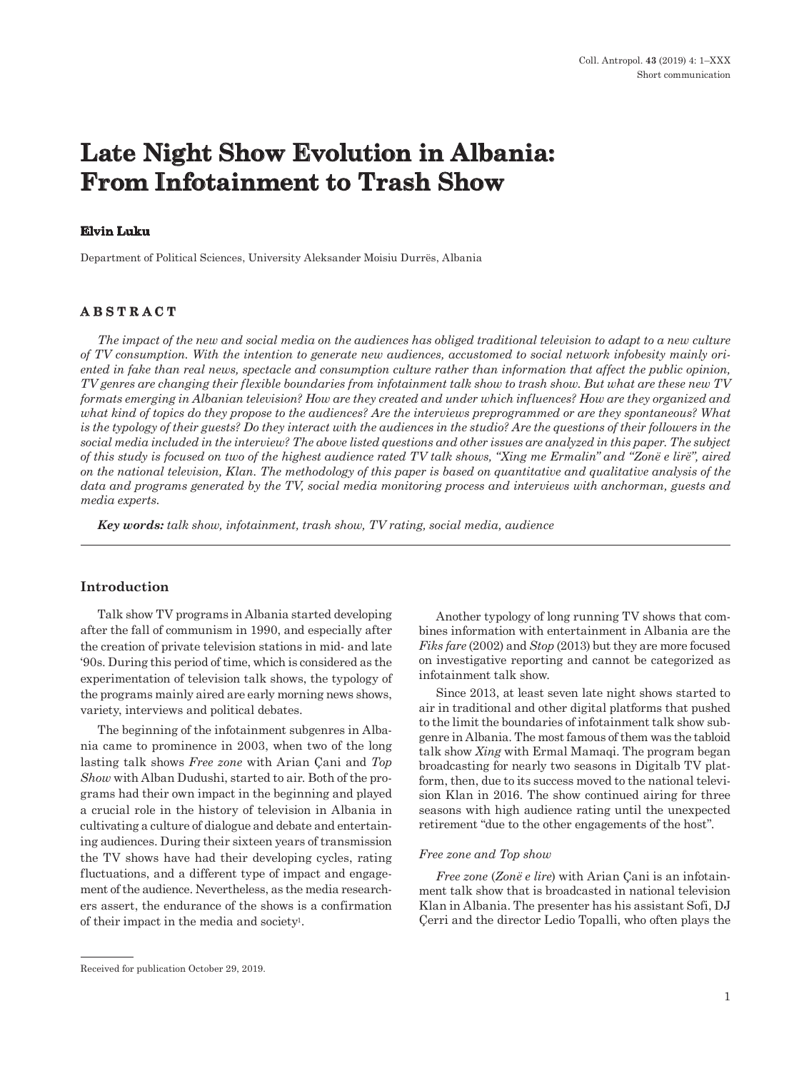# Late Night Show Evolution in Albania: From Infotainment to Trash Show

**Elvin Luku**

Department of Political Sciences, University Aleksander Moisiu Durrës, Albania

## ABSTRACT

*The impact of the new and social media on the audiences has obliged traditional television to adapt to a new culture of TV consumption. With the intention to generate new audiences, accustomed to social network infobesity mainly oriented in fake than real news, spectacle and consumption culture rather than information that affect the public opinion, TV genres are changing their flexible boundaries from infotainment talk show to trash show. But what are these new TV formats emerging in Albanian television? How are they created and under which influences? How are they organized and what kind of topics do they propose to the audiences? Are the interviews preprogrammed or are they spontaneous? What is the typology of their guests? Do they interact with the audiences in the studio? Are the questions of their followers in the social media included in the interview? The above listed questions and other issues are analyzed in this paper. The subject of this study is focused on two of the highest audience rated TV talk shows, "Xing me Ermalin" and "Zonë e lirë", aired on the national television, Klan. The methodology of this paper is based on quantitative and qualitative analysis of the data and programs generated by the TV, social media monitoring process and interviews with anchorman, guests and media experts.*

***Key words:*** *talk show, infotainment, trash show, TV rating, social media, audience*

## Introduction

Talk show TV programs in Albania started developing after the fall of communism in 1990, and especially after the creation of private television stations in mid- and late '90s. During this period of time, which is considered as the experimentation of television talk shows, the typology of the programs mainly aired are early morning news shows, variety, interviews and political debates.

The beginning of the infotainment subgenres in Albania came to prominence in 2003, when two of the long lasting talk shows *Free zone* with Arian Çani and *Top Show* with Alban Dudushi, started to air. Both of the programs had their own impact in the beginning and played a crucial role in the history of television in Albania in cultivating a culture of dialogue and debate and entertaining audiences. During their sixteen years of transmission the TV shows have had their developing cycles, rating fluctuations, and a different type of impact and engagement of the audience. Nevertheless, as the media researchers assert, the endurance of the shows is a confirmation of their impact in the media and society[1].

Another typology of long running TV shows that combines information with entertainment in Albania are the *Fiks fare* (2002) and *Stop* (2013) but they are more focused on investigative reporting and cannot be categorized as infotainment talk show.

Since 2013, at least seven late night shows started to air in traditional and other digital platforms that pushed to the limit the boundaries of infotainment talk show subgenre in Albania. The most famous of them was the tabloid talk show *Xing* with Ermal Mamaqi. The program began broadcasting for nearly two seasons in Digitalb TV platform, then, due to its success moved to the national television Klan in 2016. The show continued airing for three seasons with high audience rating until the unexpected retirement "due to the other engagements of the host".

### *Free zone and Top show*

*Free zone* (*Zonë e lire*) with Arian Çani is an infotainment talk show that is broadcasted in national television Klan in Albania. The presenter has his assistant Sofi, DJ Çerri and the director Ledio Topalli, who often plays the

Received for publication October 29, 2019.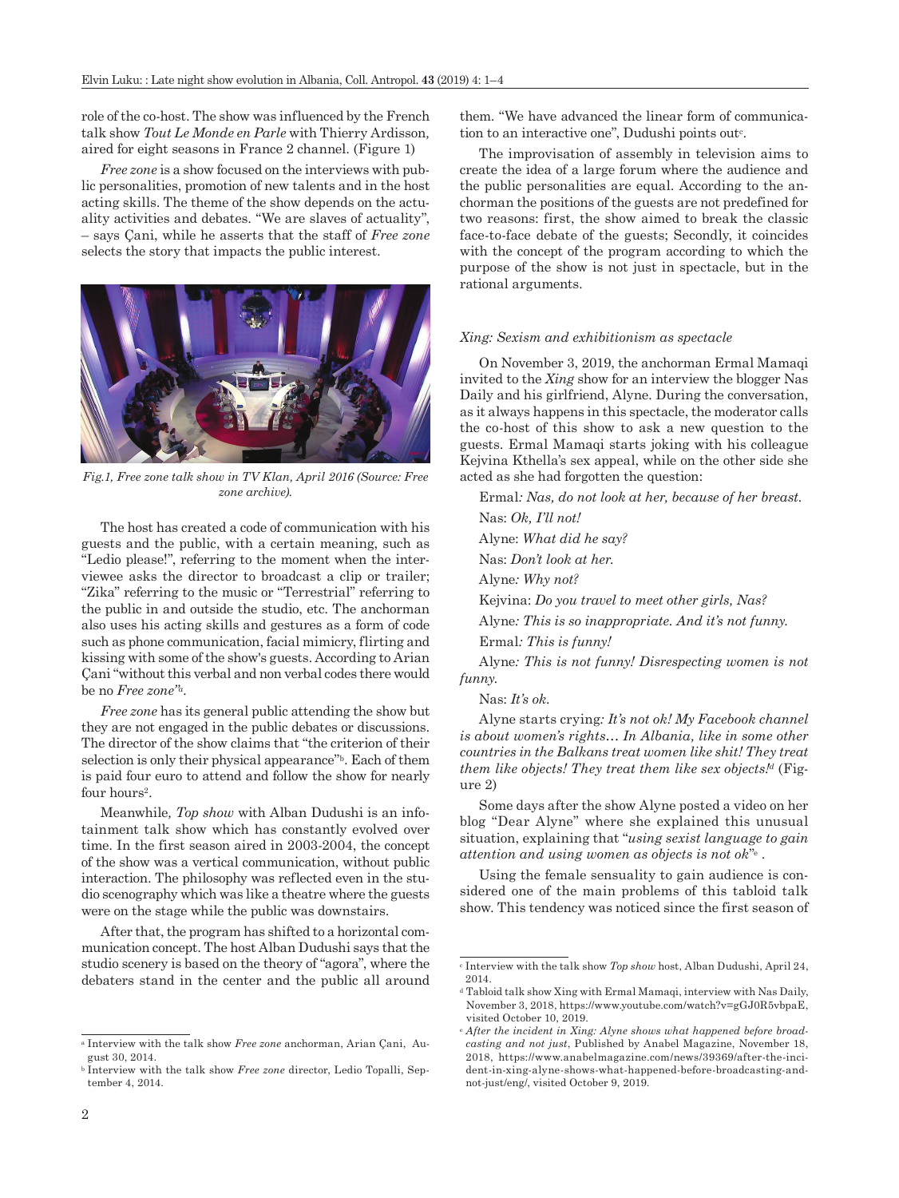role of the co-host. The show was influenced by the French talk show *Tout Le Monde en Parle* with Thierry Ardisson, aired for eight seasons in France 2 channel. (Figure 1)

*Free zone* is a show focused on the interviews with public personalities, promotion of new talents and in the host acting skills. The theme of the show depends on the actuality activities and debates. "We are slaves of actuality", – says Çani, while he asserts that the staff of *Free zone* selects the story that impacts the public interest.

*Fig.1, Free zone talk show in TV Klan, April 2016 (Source: Free zone archive).*

The host has created a code of communication with his guests and the public, with a certain meaning, such as "Ledio please!", referring to the moment when the interviewee asks the director to broadcast a clip or trailer; "Zika" referring to the music or "Terrestrial" referring to the public in and outside the studio, etc. The anchorman also uses his acting skills and gestures as a form of code such as phone communication, facial mimicry, flirting and kissing with some of the show's guests. According to Arian Çani "without this verbal and non verbal codes there would be no *Free zone*"[a].

*Free zone* has its general public attending the show but they are not engaged in the public debates or discussions. The director of the show claims that "the criterion of their selection is only their physical appearance"[b]. Each of them is paid four euro to attend and follow the show for nearly four hours[2].

Meanwhile, *Top show* with Alban Dudushi is an infotainment talk show which has constantly evolved over time. In the first season aired in 2003-2004, the concept of the show was a vertical communication, without public interaction. The philosophy was reflected even in the studio scenography which was like a theatre where the guests were on the stage while the public was downstairs.

After that, the program has shifted to a horizontal communication concept. The host Alban Dudushi says that the studio scenery is based on the theory of "agora", where the debaters stand in the center and the public all around them. "We have advanced the linear form of communication to an interactive one", Dudushi points out[c].

The improvisation of assembly in television aims to create the idea of a large forum where the audience and the public personalities are equal. According to the anchorman the positions of the guests are not predefined for two reasons: first, the show aimed to break the classic face-to-face debate of the guests; Secondly, it coincides with the concept of the program according to which the purpose of the show is not just in spectacle, but in the rational arguments.

### *Xing: Sexism and exhibitionism as spectacle*

On November 3, 2019, the anchorman Ermal Mamaqi invited to the *Xing* show for an interview the blogger Nas Daily and his girlfriend, Alyne. During the conversation, as it always happens in this spectacle, the moderator calls the co-host of this show to ask a new question to the guests. Ermal Mamaqi starts joking with his colleague Kejvina Kthella's sex appeal, while on the other side she acted as she had forgotten the question:

Ermal*: Nas, do not look at her, because of her breast.*

Nas: *Ok, I'll not!*

Alyne: *What did he say?*

Nas: *Don't look at her.*

Alyne*: Why not?*

Kejvina: *Do you travel to meet other girls, Nas?*

Alyne*: This is so inappropriate. And it's not funny.*

Ermal*: This is funny!*

Alyne*: This is not funny! Disrespecting women is not funny.*

Nas: *It's ok.*

Alyne starts crying*: It's not ok! My Facebook channel is about women's rights… In Albania, like in some other countries in the Balkans treat women like shit! They treat them like objects! They treat them like sex objects!*[d] (Figure 2)

Some days after the show Alyne posted a video on her blog "Dear Alyne" where she explained this unusual situation, explaining that "*using sexist language to gain attention and using women as objects is not ok*"[e] .

Using the female sensuality to gain audience is considered one of the main problems of this tabloid talk show. This tendency was noticed since the first season of

---

[a] Interview with the talk show *Free zone* anchorman, Arian Çani, August 30, 2014.

[b] Interview with the talk show *Free zone* director, Ledio Topalli, September 4, 2014.

[c] Interview with the talk show *Top show* host, Alban Dudushi, April 24, 2014.

[d] Tabloid talk show Xing with Ermal Mamaqi, interview with Nas Daily, November 3, 2018, https://www.youtube.com/watch?v=gGJ0R5vbpaE, visited October 10, 2019.

[e] *After the incident in Xing: Alyne shows what happened before broadcasting and not just*, Published by Anabel Magazine, November 18, 2018, https://www.anabelmagazine.com/news/39369/after-the-incident-in-xing-alyne-shows-what-happened-before-broadcasting-and-not-just/eng/, visited October 9, 2019.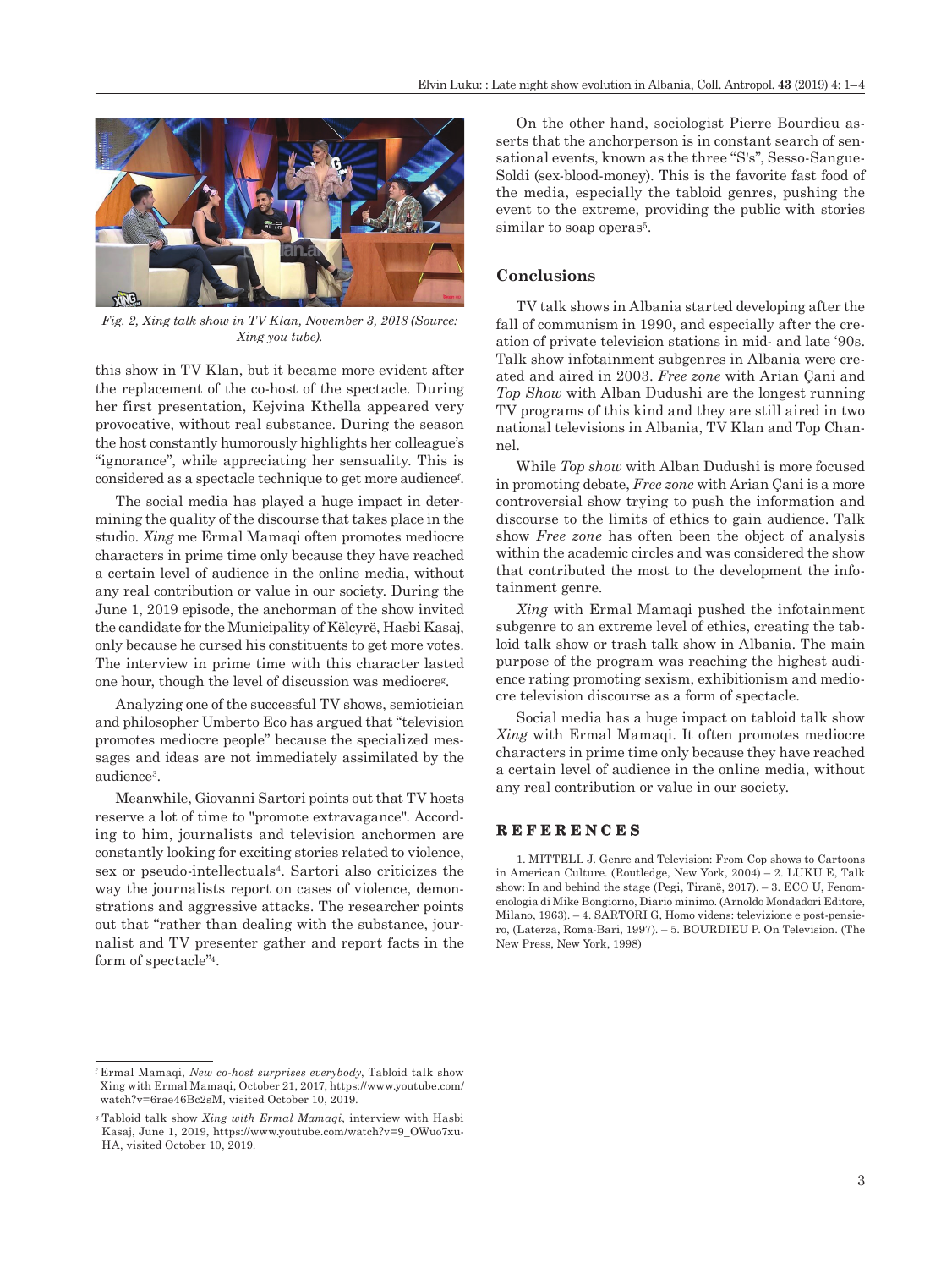*Fig. 2, Xing talk show in TV Klan, November 3, 2018 (Source: Xing you tube).*

this show in TV Klan, but it became more evident after the replacement of the co-host of the spectacle. During her first presentation, Kejvina Kthella appeared very provocative, without real substance. During the season the host constantly humorously highlights her colleague's "ignorance", while appreciating her sensuality. This is considered as a spectacle technique to get more audience[f].

The social media has played a huge impact in determining the quality of the discourse that takes place in the studio. *Xing* me Ermal Mamaqi often promotes mediocre characters in prime time only because they have reached a certain level of audience in the online media, without any real contribution or value in our society. During the June 1, 2019 episode, the anchorman of the show invited the candidate for the Municipality of Këlcyrë, Hasbi Kasaj, only because he cursed his constituents to get more votes. The interview in prime time with this character lasted one hour, though the level of discussion was mediocre[g].

Analyzing one of the successful TV shows, semiotician and philosopher Umberto Eco has argued that "television promotes mediocre people" because the specialized messages and ideas are not immediately assimilated by the audience[3].

Meanwhile, Giovanni Sartori points out that TV hosts reserve a lot of time to "promote extravagance". According to him, journalists and television anchormen are constantly looking for exciting stories related to violence, sex or pseudo-intellectuals[4]. Sartori also criticizes the way the journalists report on cases of violence, demonstrations and aggressive attacks. The researcher points out that "rather than dealing with the substance, journalist and TV presenter gather and report facts in the form of spectacle"[4].

On the other hand, sociologist Pierre Bourdieu asserts that the anchorperson is in constant search of sensational events, known as the three "S's", Sesso-Sangue-Soldi (sex-blood-money). This is the favorite fast food of the media, especially the tabloid genres, pushing the event to the extreme, providing the public with stories similar to soap operas[5].

## Conclusions

TV talk shows in Albania started developing after the fall of communism in 1990, and especially after the creation of private television stations in mid- and late '90s. Talk show infotainment subgenres in Albania were created and aired in 2003. *Free zone* with Arian Çani and *Top Show* with Alban Dudushi are the longest running TV programs of this kind and they are still aired in two national televisions in Albania, TV Klan and Top Channel.

While *Top show* with Alban Dudushi is more focused in promoting debate, *Free zone* with Arian Çani is a more controversial show trying to push the information and discourse to the limits of ethics to gain audience. Talk show *Free zone* has often been the object of analysis within the academic circles and was considered the show that contributed the most to the development the infotainment genre.

*Xing* with Ermal Mamaqi pushed the infotainment subgenre to an extreme level of ethics, creating the tabloid talk show or trash talk show in Albania. The main purpose of the program was reaching the highest audience rating promoting sexism, exhibitionism and mediocre television discourse as a form of spectacle.

Social media has a huge impact on tabloid talk show *Xing* with Ermal Mamaqi. It often promotes mediocre characters in prime time only because they have reached a certain level of audience in the online media, without any real contribution or value in our society.

## REFERENCES

1. MITTELL J. Genre and Television: From Cop shows to Cartoons in American Culture. (Routledge, New York, 2004) – 2. LUKU E, Talk show: In and behind the stage (Pegi, Tiranë, 2017). – 3. ECO U, Fenomenologia di Mike Bongiorno, Diario minimo. (Arnoldo Mondadori Editore, Milano, 1963). – 4. SARTORI G, Homo videns: televizione e post-pensiero, (Laterza, Roma-Bari, 1997). – 5. BOURDIEU P. On Television. (The New Press, New York, 1998)

---

[f] Ermal Mamaqi, *New co-host surprises everybody*, Tabloid talk show Xing with Ermal Mamaqi, October 21, 2017, https://www.youtube.com/watch?v=6rae46Bc2sM, visited October 10, 2019.

[g] Tabloid talk show *Xing with Ermal Mamaqi*, interview with Hasbi Kasaj, June 1, 2019, https://www.youtube.com/watch?v=9_OWuo7xuHA, visited October 10, 2019.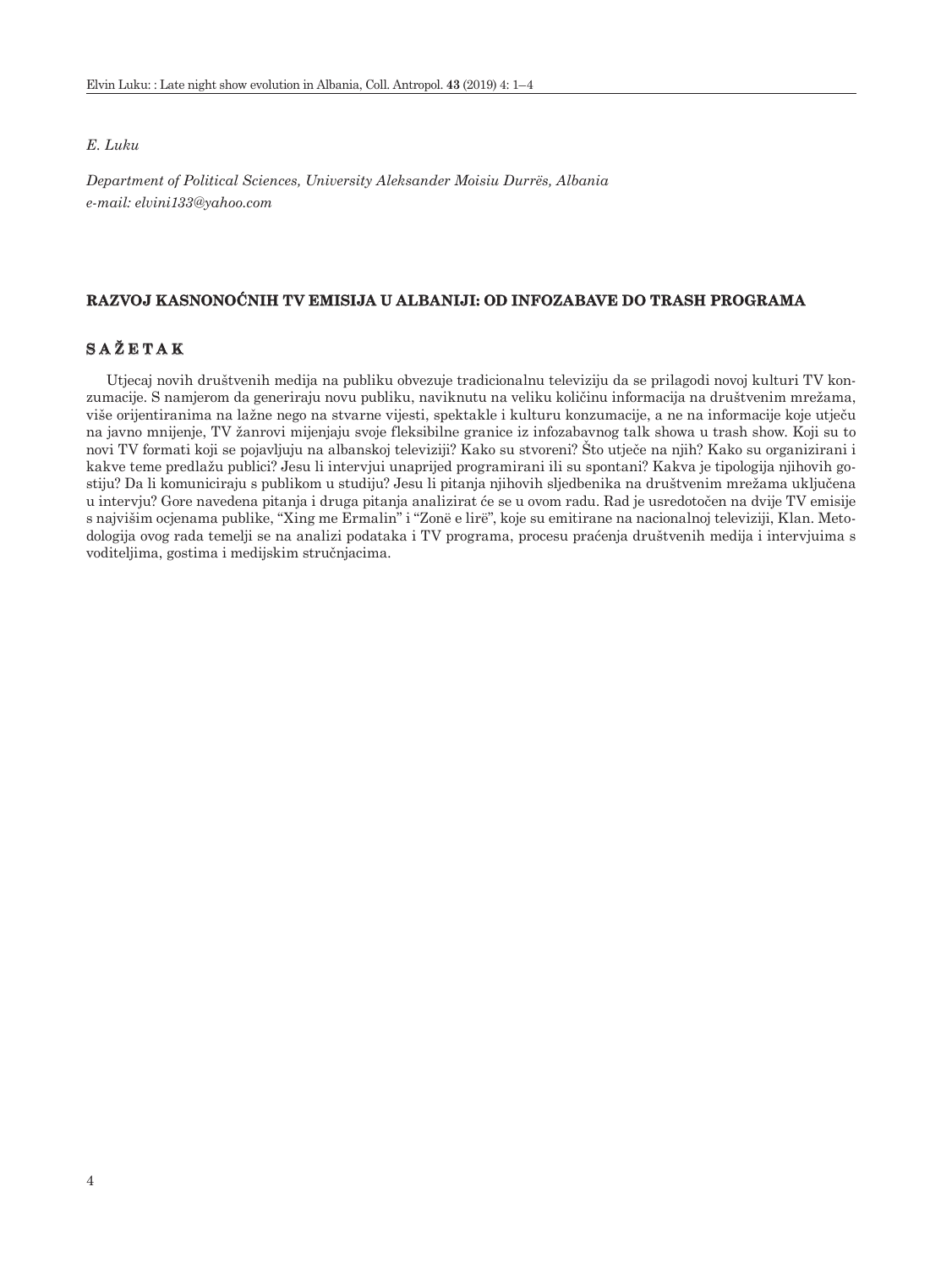*E. Luku*

*Department of Political Sciences, University Aleksander Moisiu Durrës, Albania*
*e-mail: elvini133@yahoo.com*

## RAZVOJ KASNONOĆNIH TV EMISIJA U ALBANIJI: OD INFOZABAVE DO TRASH PROGRAMA

### S A Ž E T A K

Utjecaj novih društvenih medija na publiku obvezuje tradicionalnu televiziju da se prilagodi novoj kulturi TV konzumacije. S namjerom da generiraju novu publiku, naviknutu na veliku količinu informacija na društvenim mrežama, više orijentiranima na lažne nego na stvarne vijesti, spektakle i kulturu konzumacije, a ne na informacije koje utječu na javno mnijenje, TV žanrovi mijenjaju svoje fleksibilne granice iz infozabavnog talk showa u trash show. Koji su to novi TV formati koji se pojavljuju na albanskoj televiziji? Kako su stvoreni? Što utječe na njih? Kako su organizirani i kakve teme predlažu publici? Jesu li intervjui unaprijed programirani ili su spontani? Kakva je tipologija njihovih gostiju? Da li komuniciraju s publikom u studiju? Jesu li pitanja njihovih sljedbenika na društvenim mrežama uključena u intervju? Gore navedena pitanja i druga pitanja analizirat će se u ovom radu. Rad je usredotočen na dvije TV emisije s najvišim ocjenama publike, "Xing me Ermalin" i "Zonë e lirë", koje su emitirane na nacionalnoj televiziji, Klan. Metodologija ovog rada temelji se na analizi podataka i TV programa, procesu praćenja društvenih medija i intervjuima s voditeljima, gostima i medijskim stručnjacima.